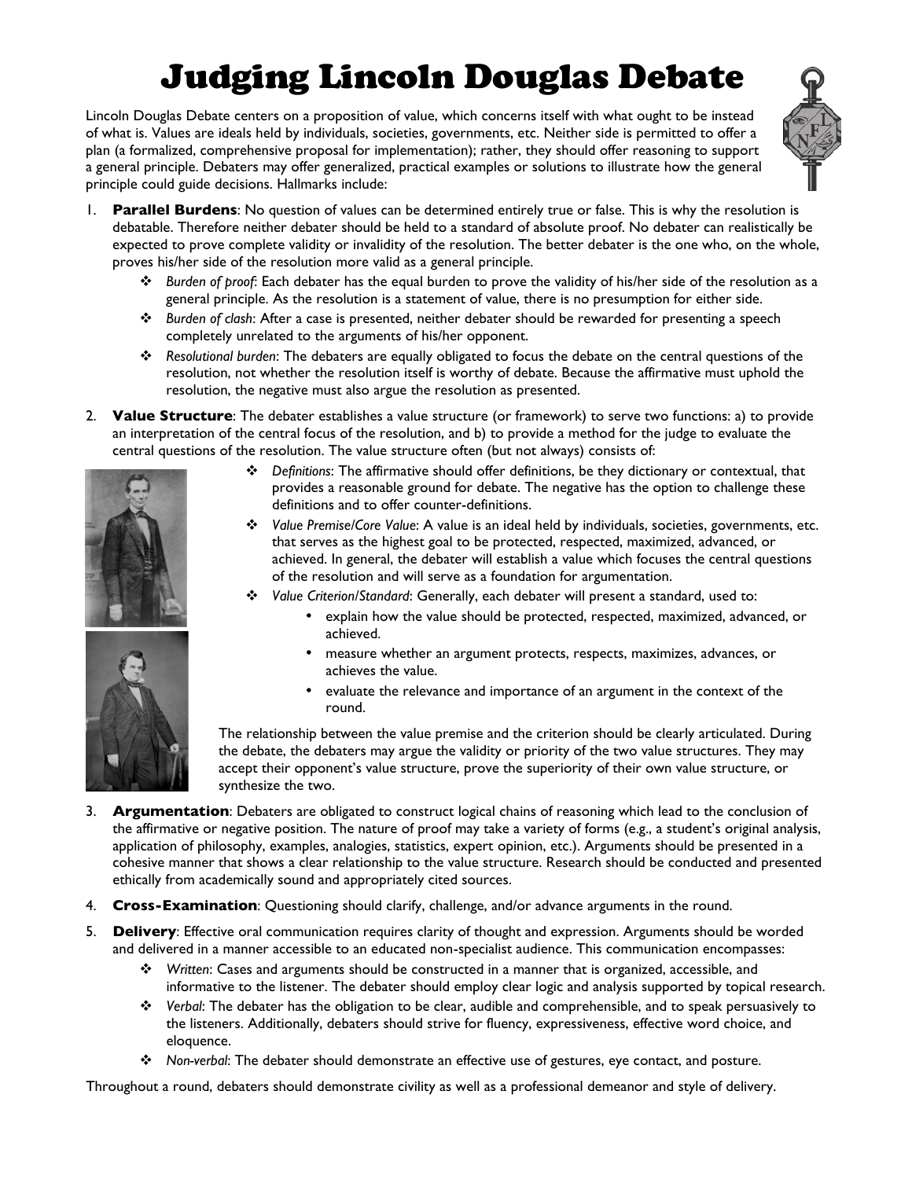# Judging Lincoln Douglas Debate

Lincoln Douglas Debate centers on a proposition of value, which concerns itself with what ought to be instead of what is. Values are ideals held by individuals, societies, governments, etc. Neither side is permitted to offer a plan (a formalized, comprehensive proposal for implementation); rather, they should offer reasoning to support a general principle. Debaters may offer generalized, practical examples or solutions to illustrate how the general principle could guide decisions. Hallmarks include:

1. **Parallel Burdens**: No question of values can be determined entirely true or false. This is why the resolution is debatable. Therefore neither debater should be held to a standard of absolute proof. No debater can realistically be expected to prove complete validity or invalidity of the resolution. The better debater is the one who, on the whole, proves his/her side of the resolution more valid as a general principle.
   - *Burden of proof*: Each debater has the equal burden to prove the validity of his/her side of the resolution as a general principle. As the resolution is a statement of value, there is no presumption for either side.
   - *Burden of clash*: After a case is presented, neither debater should be rewarded for presenting a speech completely unrelated to the arguments of his/her opponent.
   - *Resolutional burden*: The debaters are equally obligated to focus the debate on the central questions of the resolution, not whether the resolution itself is worthy of debate. Because the affirmative must uphold the resolution, the negative must also argue the resolution as presented.

2. **Value Structure**: The debater establishes a value structure (or framework) to serve two functions: a) to provide an interpretation of the central focus of the resolution, and b) to provide a method for the judge to evaluate the central questions of the resolution. The value structure often (but not always) consists of:
   - *Definitions*: The affirmative should offer definitions, be they dictionary or contextual, that provides a reasonable ground for debate. The negative has the option to challenge these definitions and to offer counter-definitions.
   - *Value Premise/Core Value*: A value is an ideal held by individuals, societies, governments, etc. that serves as the highest goal to be protected, respected, maximized, advanced, or achieved. In general, the debater will establish a value which focuses the central questions of the resolution and will serve as a foundation for argumentation.
   - *Value Criterion/Standard*: Generally, each debater will present a standard, used to:
     - explain how the value should be protected, respected, maximized, advanced, or achieved.
     - measure whether an argument protects, respects, maximizes, advances, or achieves the value.
     - evaluate the relevance and importance of an argument in the context of the round.

   The relationship between the value premise and the criterion should be clearly articulated. During the debate, the debaters may argue the validity or priority of the two value structures. They may accept their opponent's value structure, prove the superiority of their own value structure, or synthesize the two.

3. **Argumentation**: Debaters are obligated to construct logical chains of reasoning which lead to the conclusion of the affirmative or negative position. The nature of proof may take a variety of forms (e.g., a student's original analysis, application of philosophy, examples, analogies, statistics, expert opinion, etc.). Arguments should be presented in a cohesive manner that shows a clear relationship to the value structure. Research should be conducted and presented ethically from academically sound and appropriately cited sources.

4. **Cross-Examination**: Questioning should clarify, challenge, and/or advance arguments in the round.

5. **Delivery**: Effective oral communication requires clarity of thought and expression. Arguments should be worded and delivered in a manner accessible to an educated non-specialist audience. This communication encompasses:
   - *Written*: Cases and arguments should be constructed in a manner that is organized, accessible, and informative to the listener. The debater should employ clear logic and analysis supported by topical research.
   - *Verbal*: The debater has the obligation to be clear, audible and comprehensible, and to speak persuasively to the listeners. Additionally, debaters should strive for fluency, expressiveness, effective word choice, and eloquence.
   - *Non-verbal*: The debater should demonstrate an effective use of gestures, eye contact, and posture.

Throughout a round, debaters should demonstrate civility as well as a professional demeanor and style of delivery.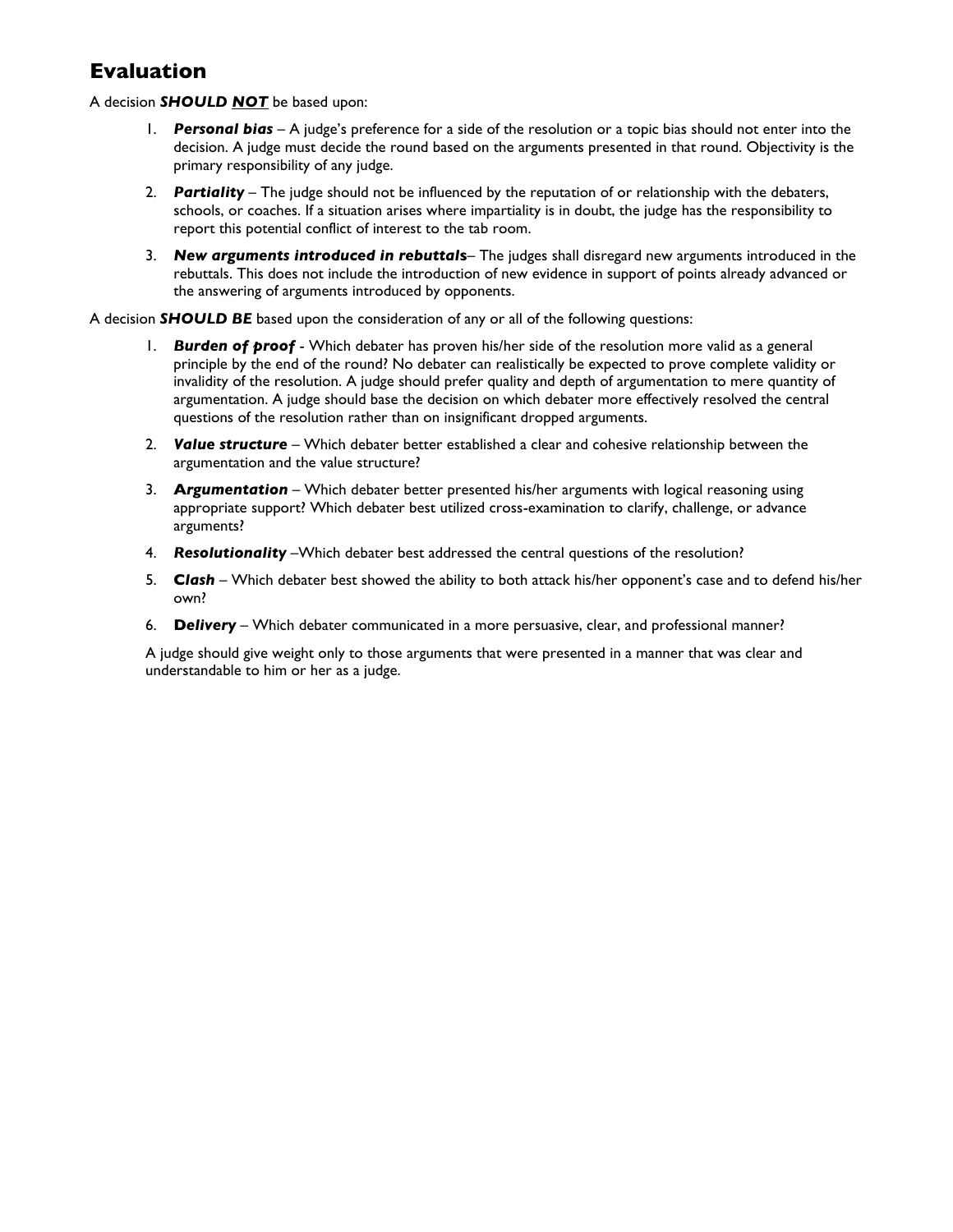## Evaluation

A decision ***SHOULD NOT*** be based upon:

1. ***Personal bias*** – A judge's preference for a side of the resolution or a topic bias should not enter into the decision. A judge must decide the round based on the arguments presented in that round. Objectivity is the primary responsibility of any judge.
2. ***Partiality*** – The judge should not be influenced by the reputation of or relationship with the debaters, schools, or coaches. If a situation arises where impartiality is in doubt, the judge has the responsibility to report this potential conflict of interest to the tab room.
3. ***New arguments introduced in rebuttals***– The judges shall disregard new arguments introduced in the rebuttals. This does not include the introduction of new evidence in support of points already advanced or the answering of arguments introduced by opponents.

A decision ***SHOULD BE*** based upon the consideration of any or all of the following questions:

1. ***Burden of proof*** - Which debater has proven his/her side of the resolution more valid as a general principle by the end of the round? No debater can realistically be expected to prove complete validity or invalidity of the resolution. A judge should prefer quality and depth of argumentation to mere quantity of argumentation. A judge should base the decision on which debater more effectively resolved the central questions of the resolution rather than on insignificant dropped arguments.
2. ***Value structure*** – Which debater better established a clear and cohesive relationship between the argumentation and the value structure?
3. ***Argumentation*** – Which debater better presented his/her arguments with logical reasoning using appropriate support? Which debater best utilized cross-examination to clarify, challenge, or advance arguments?
4. ***Resolutionality*** –Which debater best addressed the central questions of the resolution?
5. ***Clash*** – Which debater best showed the ability to both attack his/her opponent's case and to defend his/her own?
6. ***Delivery*** – Which debater communicated in a more persuasive, clear, and professional manner?

A judge should give weight only to those arguments that were presented in a manner that was clear and understandable to him or her as a judge.